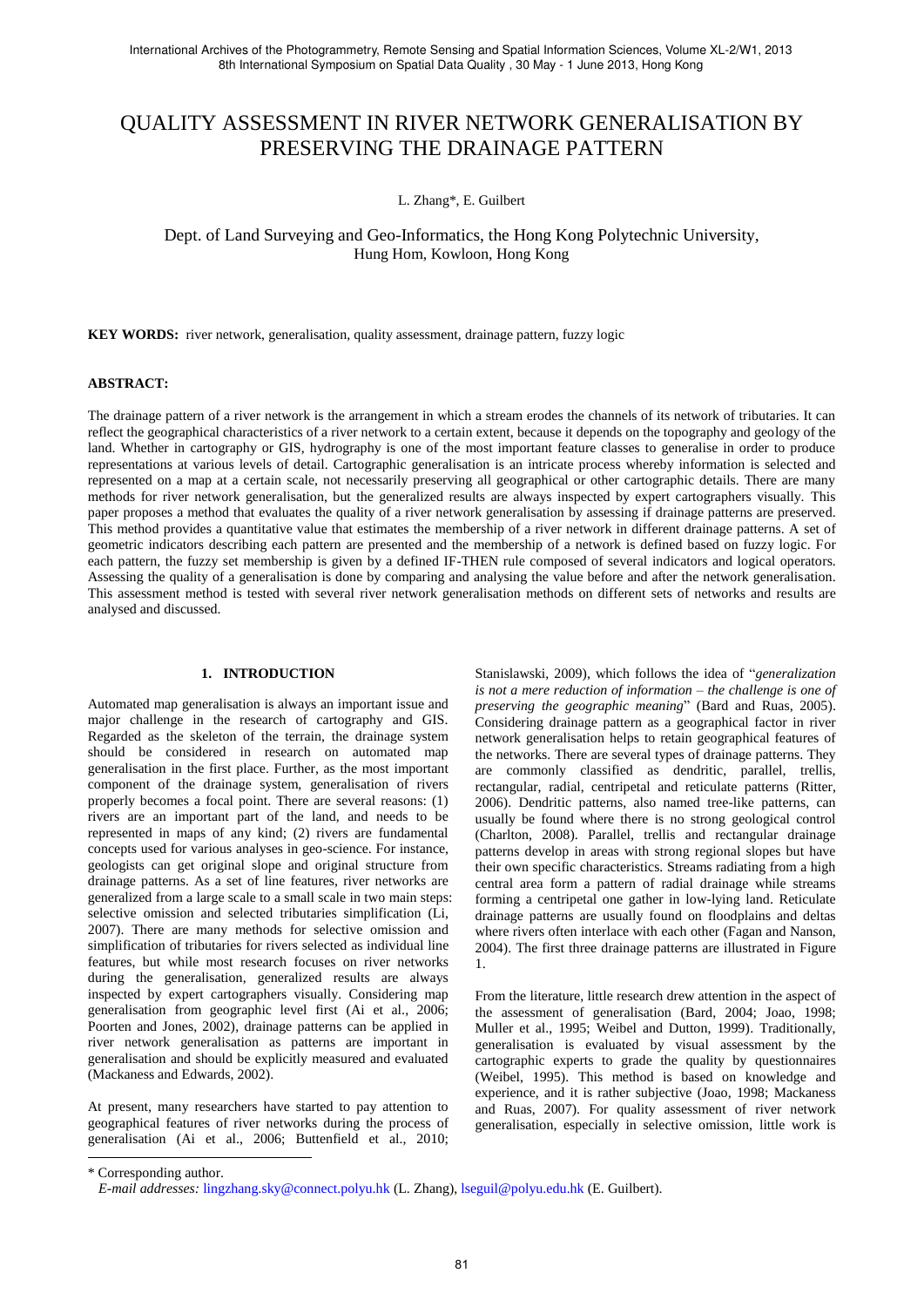# QUALITY ASSESSMENT IN RIVER NETWORK GENERALISATION BY PRESERVING THE DRAINAGE PATTERN

L. Zhang*, E. Guilbert

Dept. of Land Surveying and Geo-Informatics, the Hong Kong Polytechnic University, Hung Hom, Kowloon, Hong Kong

**KEY WORDS:** river network, generalisation, quality assessment, drainage pattern, fuzzy logic

**ABSTRACT:**

The drainage pattern of a river network is the arrangement in which a stream erodes the channels of its network of tributaries. It can reflect the geographical characteristics of a river network to a certain extent, because it depends on the topography and geology of the land. Whether in cartography or GIS, hydrography is one of the most important feature classes to generalise in order to produce representations at various levels of detail. Cartographic generalisation is an intricate process whereby information is selected and represented on a map at a certain scale, not necessarily preserving all geographical or other cartographic details. There are many methods for river network generalisation, but the generalized results are always inspected by expert cartographers visually. This paper proposes a method that evaluates the quality of a river network generalisation by assessing if drainage patterns are preserved. This method provides a quantitative value that estimates the membership of a river network in different drainage patterns. A set of geometric indicators describing each pattern are presented and the membership of a network is defined based on fuzzy logic. For each pattern, the fuzzy set membership is given by a defined IF-THEN rule composed of several indicators and logical operators. Assessing the quality of a generalisation is done by comparing and analysing the value before and after the network generalisation. This assessment method is tested with several river network generalisation methods on different sets of networks and results are analysed and discussed.

## 1. INTRODUCTION

Automated map generalisation is always an important issue and major challenge in the research of cartography and GIS. Regarded as the skeleton of the terrain, the drainage system should be considered in research on automated map generalisation in the first place. Further, as the most important component of the drainage system, generalisation of rivers properly becomes a focal point. There are several reasons: (1) rivers are an important part of the land, and needs to be represented in maps of any kind; (2) rivers are fundamental concepts used for various analyses in geo-science. For instance, geologists can get original slope and original structure from drainage patterns. As a set of line features, river networks are generalized from a large scale to a small scale in two main steps: selective omission and selected tributaries simplification (Li, 2007). There are many methods for selective omission and simplification of tributaries for rivers selected as individual line features, but while most research focuses on river networks during the generalisation, generalized results are always inspected by expert cartographers visually. Considering map generalisation from geographic level first (Ai et al., 2006; Poorten and Jones, 2002), drainage patterns can be applied in river network generalisation as patterns are important in generalisation and should be explicitly measured and evaluated (Mackaness and Edwards, 2002).

At present, many researchers have started to pay attention to geographical features of river networks during the process of generalisation (Ai et al., 2006; Buttenfield et al., 2010; Stanislawski, 2009), which follows the idea of "*generalization is not a mere reduction of information – the challenge is one of preserving the geographic meaning*" (Bard and Ruas, 2005). Considering drainage pattern as a geographical factor in river network generalisation helps to retain geographical features of the networks. There are several types of drainage patterns. They are commonly classified as dendritic, parallel, trellis, rectangular, radial, centripetal and reticulate patterns (Ritter, 2006). Dendritic patterns, also named tree-like patterns, can usually be found where there is no strong geological control (Charlton, 2008). Parallel, trellis and rectangular drainage patterns develop in areas with strong regional slopes but have their own specific characteristics. Streams radiating from a high central area form a pattern of radial drainage while streams forming a centripetal one gather in low-lying land. Reticulate drainage patterns are usually found on floodplains and deltas where rivers often interlace with each other (Fagan and Nanson, 2004). The first three drainage patterns are illustrated in Figure 1.

From the literature, little research drew attention in the aspect of the assessment of generalisation (Bard, 2004; Joao, 1998; Muller et al., 1995; Weibel and Dutton, 1999). Traditionally, generalisation is evaluated by visual assessment by the cartographic experts to grade the quality by questionnaires (Weibel, 1995). This method is based on knowledge and experience, and it is rather subjective (Joao, 1998; Mackaness and Ruas, 2007). For quality assessment of river network generalisation, especially in selective omission, little work is

\* Corresponding author.
*E-mail addresses:* lingzhang.sky@connect.polyu.hk (L. Zhang), lseguil@polyu.edu.hk (E. Guilbert).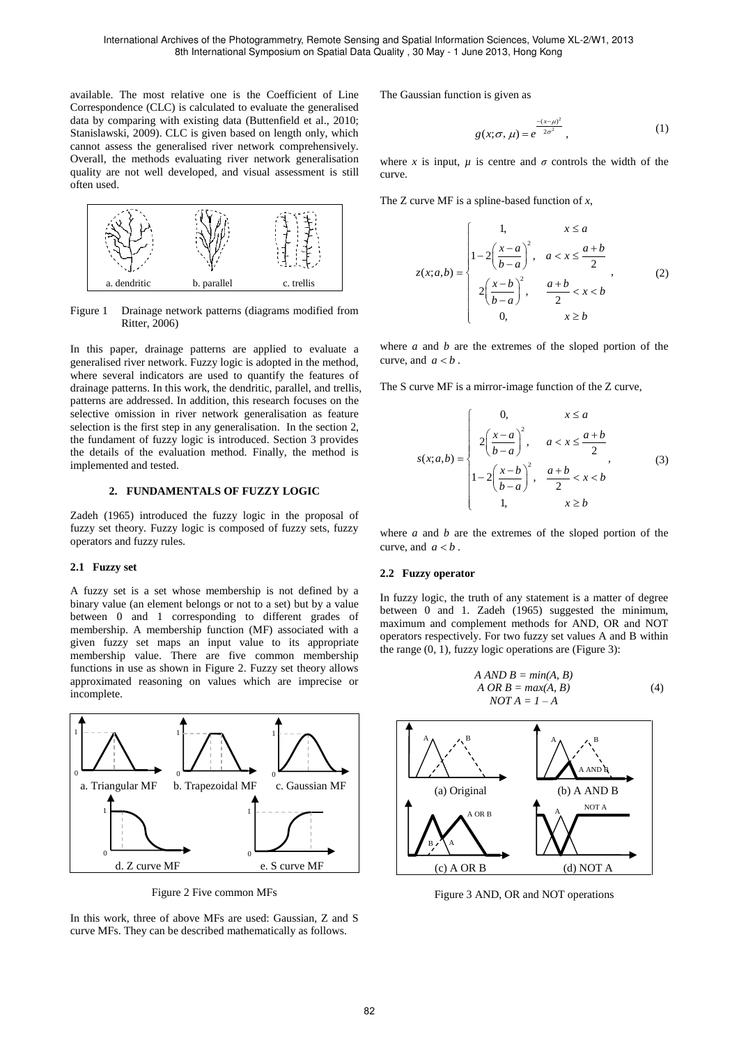available. The most relative one is the Coefficient of Line Correspondence (CLC) is calculated to evaluate the generalised data by comparing with existing data (Buttenfield et al., 2010; Stanislawski, 2009). CLC is given based on length only, which cannot assess the generalised river network comprehensively. Overall, the methods evaluating river network generalisation quality are not well developed, and visual assessment is still often used.

a. dendritic
b. parallel
c. trellis

Figure 1 Drainage network patterns (diagrams modified from Ritter, 2006)

In this paper, drainage patterns are applied to evaluate a generalised river network. Fuzzy logic is adopted in the method, where several indicators are used to quantify the features of drainage patterns. In this work, the dendritic, parallel, and trellis, patterns are addressed. In addition, this research focuses on the selective omission in river network generalisation as feature selection is the first step in any generalisation. In the section 2, the fundament of fuzzy logic is introduced. Section 3 provides the details of the evaluation method. Finally, the method is implemented and tested.

## 2. FUNDAMENTALS OF FUZZY LOGIC

Zadeh (1965) introduced the fuzzy logic in the proposal of fuzzy set theory. Fuzzy logic is composed of fuzzy sets, fuzzy operators and fuzzy rules.

### 2.1 Fuzzy set

A fuzzy set is a set whose membership is not defined by a binary value (an element belongs or not to a set) but by a value between 0 and 1 corresponding to different grades of membership. A membership function (MF) associated with a given fuzzy set maps an input value to its appropriate membership value. There are five common membership functions in use as shown in Figure 2. Fuzzy set theory allows approximated reasoning on values which are imprecise or incomplete.

1
0
a. Triangular MF
1
0
b. Trapezoidal MF
1
0
c. Gaussian MF
1
0
d. Z curve MF
1
0
e. S curve MF

Figure 2 Five common MFs

In this work, three of above MFs are used: Gaussian, Z and S curve MFs. They can be described mathematically as follows.

The Gaussian function is given as

$$g(x;\sigma,\mu) = e^{\frac{-(x-\mu)^2}{2\sigma^2}}, \tag{1}$$

where $x$ is input, $\mu$ is centre and $\sigma$ controls the width of the curve.

The Z curve MF is a spline-based function of $x$,

$$z(x;a,b) = \begin{cases} 1, & x \le a \\ 1-2\left(\dfrac{x-a}{b-a}\right)^2, & a < x \le \dfrac{a+b}{2} \\ 2\left(\dfrac{x-b}{b-a}\right)^2, & \dfrac{a+b}{2} < x < b \\ 0, & x \ge b \end{cases}, \tag{2}$$

where $a$ and $b$ are the extremes of the sloped portion of the curve, and $a < b$.

The S curve MF is a mirror-image function of the Z curve,

$$s(x;a,b) = \begin{cases} 0, & x \le a \\ 2\left(\dfrac{x-a}{b-a}\right)^2, & a < x \le \dfrac{a+b}{2} \\ 1-2\left(\dfrac{x-b}{b-a}\right)^2, & \dfrac{a+b}{2} < x < b \\ 1, & x \ge b \end{cases}, \tag{3}$$

where $a$ and $b$ are the extremes of the sloped portion of the curve, and $a < b$.

### 2.2 Fuzzy operator

In fuzzy logic, the truth of any statement is a matter of degree between 0 and 1. Zadeh (1965) suggested the minimum, maximum and complement methods for AND, OR and NOT operators respectively. For two fuzzy set values A and B within the range (0, 1), fuzzy logic operations are (Figure 3):

$$\begin{gathered} A\ AND\ B = min(A, B) \\ A\ OR\ B = max(A, B) \\ NOT\ A = 1 - A \end{gathered} \tag{4}$$

A
B
(a) Original
A
B
A AND B
(b) A AND B
A OR B
B
A
(c) A OR B
NOT A
A
(d) NOT A

Figure 3 AND, OR and NOT operations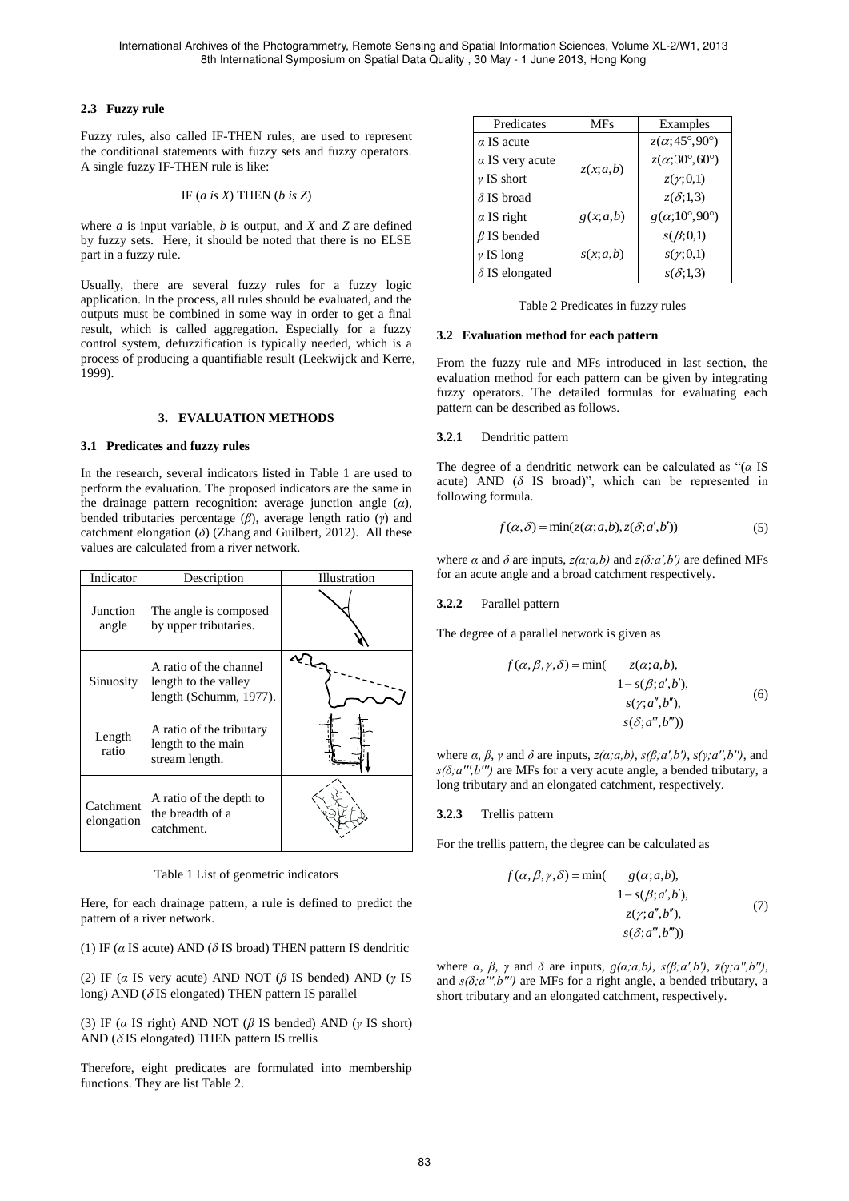### 2.3 Fuzzy rule

Fuzzy rules, also called IF-THEN rules, are used to represent the conditional statements with fuzzy sets and fuzzy operators. A single fuzzy IF-THEN rule is like:

IF (*a is X*) THEN (*b is Z*)

where *a* is input variable, *b* is output, and *X* and *Z* are defined by fuzzy sets. Here, it should be noted that there is no ELSE part in a fuzzy rule.

Usually, there are several fuzzy rules for a fuzzy logic application. In the process, all rules should be evaluated, and the outputs must be combined in some way in order to get a final result, which is called aggregation. Especially for a fuzzy control system, defuzzification is typically needed, which is a process of producing a quantifiable result (Leekwijck and Kerre, 1999).

## 3. EVALUATION METHODS

### 3.1 Predicates and fuzzy rules

In the research, several indicators listed in Table 1 are used to perform the evaluation. The proposed indicators are the same in the drainage pattern recognition: average junction angle ($\alpha$), bended tributaries percentage ($\beta$), average length ratio ($\gamma$) and catchment elongation ($\delta$) (Zhang and Guilbert, 2012). All these values are calculated from a river network.

| Indicator | Description | Illustration |
|---|---|---|
| Junction angle | The angle is composed by upper tributaries. | |
| Sinuosity | A ratio of the channel length to the valley length (Schumm, 1977). | |
| Length ratio | A ratio of the tributary length to the main stream length. | |
| Catchment elongation | A ratio of the depth to the breadth of a catchment. | |

Table 1 List of geometric indicators

Here, for each drainage pattern, a rule is defined to predict the pattern of a river network.

(1) IF ($\alpha$ IS acute) AND ($\delta$ IS broad) THEN pattern IS dendritic

(2) IF ($\alpha$ IS very acute) AND NOT ($\beta$ IS bended) AND ($\gamma$ IS long) AND ($\delta$ IS elongated) THEN pattern IS parallel

(3) IF ($\alpha$ IS right) AND NOT ($\beta$ IS bended) AND ($\gamma$ IS short) AND ($\delta$ IS elongated) THEN pattern IS trellis

Therefore, eight predicates are formulated into membership functions. They are list Table 2.

| Predicates | MFs | Examples |
|---|---|---|
| $\alpha$ IS acute | $z(x;a,b)$ | $z(\alpha;45°,90°)$ |
| $\alpha$ IS very acute | | $z(\alpha;30°,60°)$ |
| $\gamma$ IS short | | $z(\gamma;0,1)$ |
| $\delta$ IS broad | | $z(\delta;1,3)$ |
| $\alpha$ IS right | $g(x;a,b)$ | $g(\alpha;10°,90°)$ |
| $\beta$ IS bended | $s(x;a,b)$ | $s(\beta;0,1)$ |
| $\gamma$ IS long | | $s(\gamma;0,1)$ |
| $\delta$ IS elongated | | $s(\delta;1,3)$ |

Table 2 Predicates in fuzzy rules

### 3.2 Evaluation method for each pattern

From the fuzzy rule and MFs introduced in last section, the evaluation method for each pattern can be given by integrating fuzzy operators. The detailed formulas for evaluating each pattern can be described as follows.

#### 3.2.1 Dendritic pattern

The degree of a dendritic network can be calculated as "($\alpha$ IS acute) AND ($\delta$ IS broad)", which can be represented in following formula.

$$f(\alpha,\delta) = \min(z(\alpha;a,b), z(\delta;a',b')) \tag{5}$$

where $\alpha$ and $\delta$ are inputs, $z(\alpha;a,b)$ and $z(\delta;a',b')$ are defined MFs for an acute angle and a broad catchment respectively.

#### 3.2.2 Parallel pattern

The degree of a parallel network is given as

$$f(\alpha,\beta,\gamma,\delta) = \min( z(\alpha;a,b), 1 - s(\beta;a',b'), s(\gamma;a'',b''), s(\delta;a''',b''')) \tag{6}$$

where $\alpha$, $\beta$, $\gamma$ and $\delta$ are inputs, $z(\alpha;a,b)$, $s(\beta;a',b')$, $s(\gamma;a'',b'')$, and $s(\delta;a''',b''')$ are MFs for a very acute angle, a bended tributary, a long tributary and an elongated catchment, respectively.

#### 3.2.3 Trellis pattern

For the trellis pattern, the degree can be calculated as

$$f(\alpha,\beta,\gamma,\delta) = \min( g(\alpha;a,b), 1 - s(\beta;a',b'), z(\gamma;a'',b''), s(\delta;a''',b''')) \tag{7}$$

where $\alpha$, $\beta$, $\gamma$ and $\delta$ are inputs, $g(\alpha;a,b)$, $s(\beta;a',b')$, $z(\gamma;a'',b'')$, and $s(\delta;a''',b''')$ are MFs for a right angle, a bended tributary, a short tributary and an elongated catchment, respectively.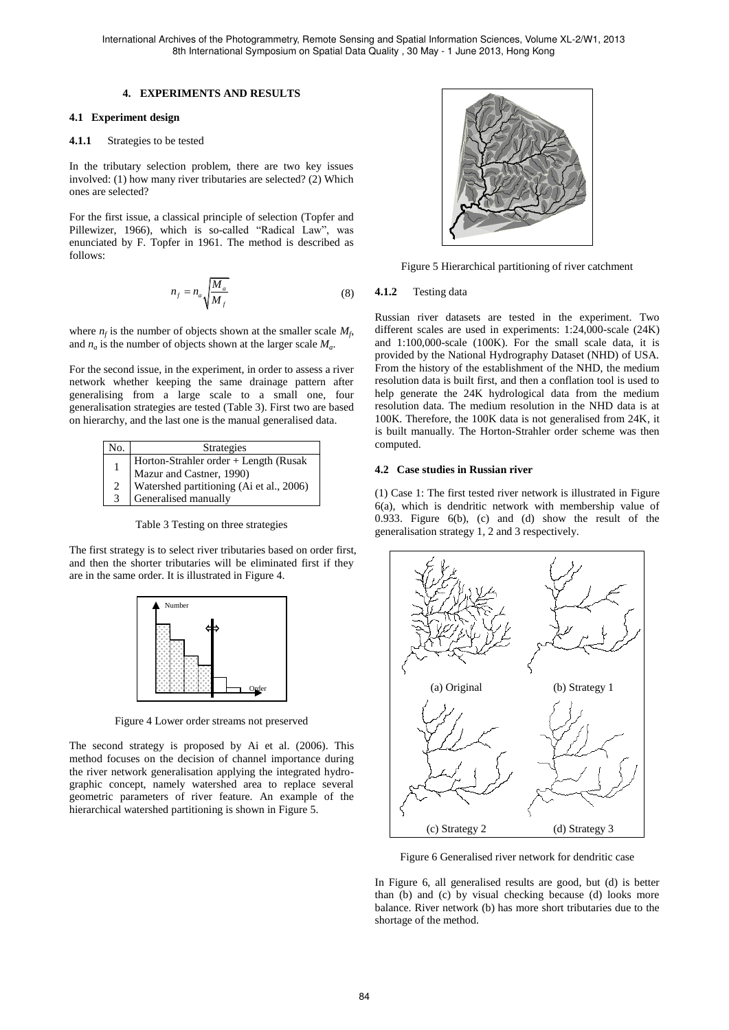## 4. EXPERIMENTS AND RESULTS

### 4.1 Experiment design

#### 4.1.1 Strategies to be tested

In the tributary selection problem, there are two key issues involved: (1) how many river tributaries are selected? (2) Which ones are selected?

For the first issue, a classical principle of selection (Topfer and Pillewizer, 1966), which is so-called "Radical Law", was enunciated by F. Topfer in 1961. The method is described as follows:

$$n_f = n_a \sqrt{\frac{M_a}{M_f}} \quad (8)$$

where $n_f$ is the number of objects shown at the smaller scale $M_f$, and $n_a$ is the number of objects shown at the larger scale $M_a$.

For the second issue, in the experiment, in order to assess a river network whether keeping the same drainage pattern after generalising from a large scale to a small one, four generalisation strategies are tested (Table 3). First two are based on hierarchy, and the last one is the manual generalised data.

| No. | Strategies |
|---|---|
| 1 | Horton-Strahler order + Length (Rusak Mazur and Castner, 1990) |
| 2 | Watershed partitioning (Ai et al., 2006) |
| 3 | Generalised manually |

Table 3 Testing on three strategies

The first strategy is to select river tributaries based on order first, and then the shorter tributaries will be eliminated first if they are in the same order. It is illustrated in Figure 4.

Number

Order

Figure 4 Lower order streams not preserved

The second strategy is proposed by Ai et al. (2006). This method focuses on the decision of channel importance during the river network generalisation applying the integrated hydrographic concept, namely watershed area to replace several geometric parameters of river feature. An example of the hierarchical watershed partitioning is shown in Figure 5.

Figure 5 Hierarchical partitioning of river catchment

#### 4.1.2 Testing data

Russian river datasets are tested in the experiment. Two different scales are used in experiments: 1:24,000-scale (24K) and 1:100,000-scale (100K). For the small scale data, it is provided by the National Hydrography Dataset (NHD) of USA. From the history of the establishment of the NHD, the medium resolution data is built first, and then a conflation tool is used to help generate the 24K hydrological data from the medium resolution data. The medium resolution in the NHD data is at 100K. Therefore, the 100K data is not generalised from 24K, it is built manually. The Horton-Strahler order scheme was then computed.

### 4.2 Case studies in Russian river

(1) Case 1: The first tested river network is illustrated in Figure 6(a), which is dendritic network with membership value of 0.933. Figure 6(b), (c) and (d) show the result of the generalisation strategy 1, 2 and 3 respectively.

(a) Original

(b) Strategy 1

(c) Strategy 2

(d) Strategy 3

Figure 6 Generalised river network for dendritic case

In Figure 6, all generalised results are good, but (d) is better than (b) and (c) by visual checking because (d) looks more balance. River network (b) has more short tributaries due to the shortage of the method.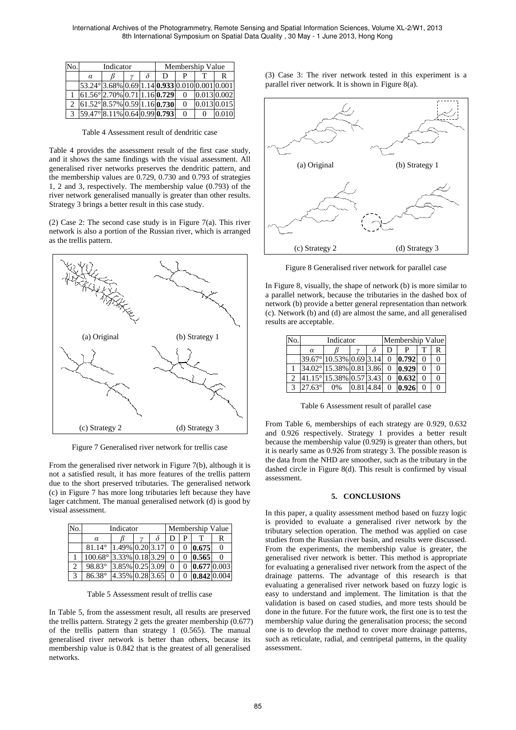| No. | Indicator | | | | Membership Value | | | |
|---|---|---|---|---|---|---|---|---|
| | $\alpha$ | $\beta$ | $\gamma$ | $\delta$ | D | P | T | R |
| | 53.24° | 3.68% | 0.69 | 1.14 | **0.933** | 0.010 | 0.001 | 0.001 |
| 1 | 61.56° | 2.70% | 0.71 | 1.16 | **0.729** | 0 | 0.013 | 0.002 |
| 2 | 61.52° | 8.57% | 0.59 | 1.16 | **0.730** | 0 | 0.013 | 0.015 |
| 3 | 59.47° | 8.11% | 0.64 | 0.99 | **0.793** | 0 | 0 | 0.010 |

Table 4 Assessment result of dendritic case

Table 4 provides the assessment result of the first case study, and it shows the same findings with the visual assessment. All generalised river networks preserves the dendritic pattern, and the membership values are 0.729, 0.730 and 0.793 of strategies 1, 2 and 3, respectively. The membership value (0.793) of the river network generalised manually is greater than other results. Strategy 3 brings a better result in this case study.

(2) Case 2: The second case study is in Figure 7(a). This river network is also a portion of the Russian river, which is arranged as the trellis pattern.

(a) Original

(b) Strategy 1

(c) Strategy 2

(d) Strategy 3

Figure 7 Generalised river network for trellis case

From the generalised river network in Figure 7(b), although it is not a satisfied result, it has more features of the trellis pattern due to the short preserved tributaries. The generalised network (c) in Figure 7 has more long tributaries left because they have lager catchment. The manual generalised network (d) is good by visual assessment.

| No. | Indicator | | | | Membership Value | | | |
|---|---|---|---|---|---|---|---|---|
| | $\alpha$ | $\beta$ | $\gamma$ | $\delta$ | D | P | T | R |
| | 81.14° | 1.49% | 0.20 | 3.17 | 0 | 0 | **0.675** | 0 |
| 1 | 100.68° | 3.33% | 0.18 | 3.29 | 0 | 0 | **0.565** | 0 |
| 2 | 98.83° | 3.85% | 0.25 | 3.09 | 0 | 0 | **0.677** | 0.003 |
| 3 | 86.38° | 4.35% | 0.28 | 3.65 | 0 | 0 | **0.842** | 0.004 |

Table 5 Assessment result of trellis case

In Table 5, from the assessment result, all results are preserved the trellis pattern. Strategy 2 gets the greater membership (0.677) of the trellis pattern than strategy 1 (0.565). The manual generalised river network is better than others, because its membership value is 0.842 that is the greatest of all generalised networks.

(3) Case 3: The river network tested in this experiment is a parallel river network. It is shown in Figure 8(a).

(a) Original

(b) Strategy 1

(c) Strategy 2

(d) Strategy 3

Figure 8 Generalised river network for parallel case

In Figure 8, visually, the shape of network (b) is more similar to a parallel network, because the tributaries in the dashed box of network (b) provide a better general representation than network (c). Network (b) and (d) are almost the same, and all generalised results are acceptable.

| No. | Indicator | | | | Membership Value | | | |
|---|---|---|---|---|---|---|---|---|
| | $\alpha$ | $\beta$ | $\gamma$ | $\delta$ | D | P | T | R |
| | 39.67° | 10.53% | 0.69 | 3.14 | 0 | **0.792** | 0 | 0 |
| 1 | 34.02° | 15.38% | 0.81 | 3.86 | 0 | **0.929** | 0 | 0 |
| 2 | 41.15° | 15.38% | 0.57 | 3.43 | 0 | **0.632** | 0 | 0 |
| 3 | 27.63° | 0% | 0.81 | 4.84 | 0 | **0.926** | 0 | 0 |

Table 6 Assessment result of parallel case

From Table 6, memberships of each strategy are 0.929, 0.632 and 0.926 respectively. Strategy 1 provides a better result because the membership value (0.929) is greater than others, but it is nearly same as 0.926 from strategy 3. The possible reason is the data from the NHD are smoother, such as the tributary in the dashed circle in Figure 8(d). This result is confirmed by visual assessment.

## 5. CONCLUSIONS

In this paper, a quality assessment method based on fuzzy logic is provided to evaluate a generalised river network by the tributary selection operation. The method was applied on case studies from the Russian river basin, and results were discussed. From the experiments, the membership value is greater, the generalised river network is better. This method is appropriate for evaluating a generalised river network from the aspect of the drainage patterns. The advantage of this research is that evaluating a generalised river network based on fuzzy logic is easy to understand and implement. The limitation is that the validation is based on cased studies, and more tests should be done in the future. For the future work, the first one is to test the membership value during the generalisation process; the second one is to develop the method to cover more drainage patterns, such as reticulate, radial, and centripetal patterns, in the quality assessment.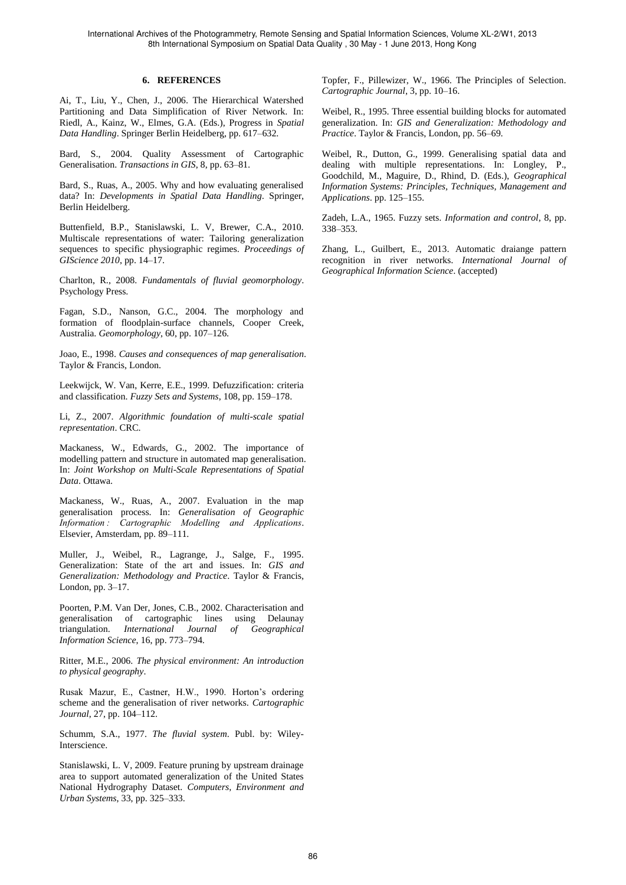## 6. REFERENCES

Ai, T., Liu, Y., Chen, J., 2006. The Hierarchical Watershed Partitioning and Data Simplification of River Network. In: Riedl, A., Kainz, W., Elmes, G.A. (Eds.), Progress in *Spatial Data Handling*. Springer Berlin Heidelberg, pp. 617–632.

Bard, S., 2004. Quality Assessment of Cartographic Generalisation. *Transactions in GIS*, 8, pp. 63–81.

Bard, S., Ruas, A., 2005. Why and how evaluating generalised data? In: *Developments in Spatial Data Handling*. Springer, Berlin Heidelberg.

Buttenfield, B.P., Stanislawski, L. V, Brewer, C.A., 2010. Multiscale representations of water: Tailoring generalization sequences to specific physiographic regimes. *Proceedings of GIScience 2010*, pp. 14–17.

Charlton, R., 2008. *Fundamentals of fluvial geomorphology*. Psychology Press.

Fagan, S.D., Nanson, G.C., 2004. The morphology and formation of floodplain-surface channels, Cooper Creek, Australia. *Geomorphology*, 60, pp. 107–126.

Joao, E., 1998. *Causes and consequences of map generalisation*. Taylor & Francis, London.

Leekwijck, W. Van, Kerre, E.E., 1999. Defuzzification: criteria and classification. *Fuzzy Sets and Systems*, 108, pp. 159–178.

Li, Z., 2007. *Algorithmic foundation of multi-scale spatial representation*. CRC.

Mackaness, W., Edwards, G., 2002. The importance of modelling pattern and structure in automated map generalisation. In: *Joint Workshop on Multi-Scale Representations of Spatial Data*. Ottawa.

Mackaness, W., Ruas, A., 2007. Evaluation in the map generalisation process. In: *Generalisation of Geographic Information : Cartographic Modelling and Applications*. Elsevier, Amsterdam, pp. 89–111.

Muller, J., Weibel, R., Lagrange, J., Salge, F., 1995. Generalization: State of the art and issues. In: *GIS and Generalization: Methodology and Practice*. Taylor & Francis, London, pp. 3–17.

Poorten, P.M. Van Der, Jones, C.B., 2002. Characterisation and generalisation of cartographic lines using Delaunay triangulation. *International Journal of Geographical Information Science*, 16, pp. 773–794.

Ritter, M.E., 2006. *The physical environment: An introduction to physical geography*.

Rusak Mazur, E., Castner, H.W., 1990. Horton's ordering scheme and the generalisation of river networks. *Cartographic Journal*, 27, pp. 104–112.

Schumm, S.A., 1977. *The fluvial system*. Publ. by: Wiley-Interscience.

Stanislawski, L. V, 2009. Feature pruning by upstream drainage area to support automated generalization of the United States National Hydrography Dataset. *Computers, Environment and Urban Systems*, 33, pp. 325–333.

Topfer, F., Pillewizer, W., 1966. The Principles of Selection. *Cartographic Journal*, 3, pp. 10–16.

Weibel, R., 1995. Three essential building blocks for automated generalization. In: *GIS and Generalization: Methodology and Practice*. Taylor & Francis, London, pp. 56–69.

Weibel, R., Dutton, G., 1999. Generalising spatial data and dealing with multiple representations. In: Longley, P., Goodchild, M., Maguire, D., Rhind, D. (Eds.), *Geographical Information Systems: Principles, Techniques, Management and Applications*. pp. 125–155.

Zadeh, L.A., 1965. Fuzzy sets. *Information and control*, 8, pp. 338–353.

Zhang, L., Guilbert, E., 2013. Automatic draiange pattern recognition in river networks. *International Journal of Geographical Information Science*. (accepted)